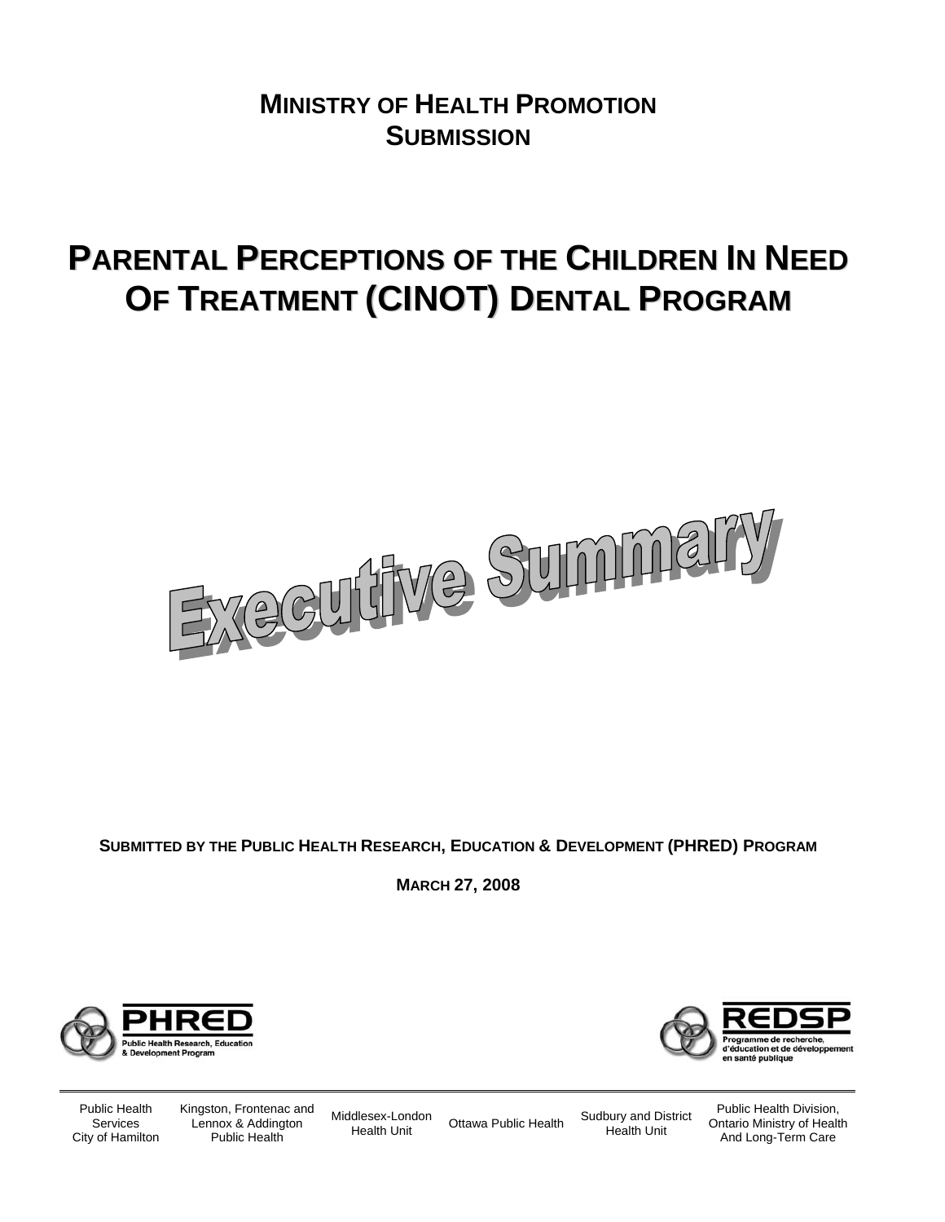# MINISTRY OF HEALTH PROMOTION SUBMISSION

# PARENTAL PERCEPTIONS OF THE CHILDREN IN NEED OF TREATMENT (CINOT) DENTAL PROGRAM

## Executive Summary

**SUBMITTED BY THE PUBLIC HEALTH RESEARCH, EDUCATION & DEVELOPMENT (PHRED) PROGRAM**

**MARCH 27, 2008**

PHRED Public Health Research, Education & Development Program

REDSP Programme de recherche, d'éducation et de développement en santé publique

Public Health Services City of Hamilton | Kingston, Frontenac and Lennox & Addington Public Health | Middlesex-London Health Unit | Ottawa Public Health | Sudbury and District Health Unit | Public Health Division, Ontario Ministry of Health And Long-Term Care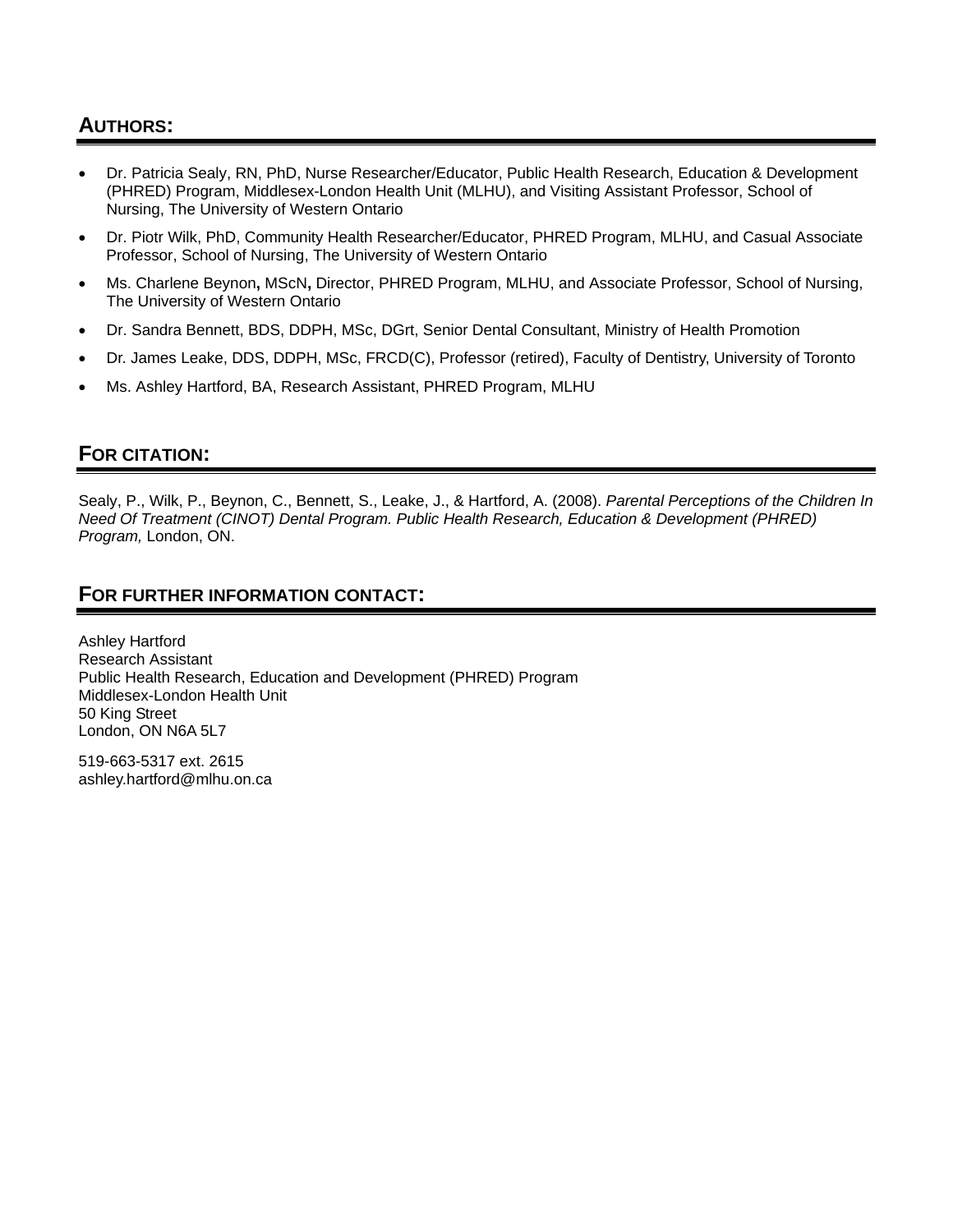## AUTHORS:

- Dr. Patricia Sealy, RN, PhD, Nurse Researcher/Educator, Public Health Research, Education & Development (PHRED) Program, Middlesex-London Health Unit (MLHU), and Visiting Assistant Professor, School of Nursing, The University of Western Ontario
- Dr. Piotr Wilk, PhD, Community Health Researcher/Educator, PHRED Program, MLHU, and Casual Associate Professor, School of Nursing, The University of Western Ontario
- Ms. Charlene Beynon**,** MScN**,** Director, PHRED Program, MLHU, and Associate Professor, School of Nursing, The University of Western Ontario
- Dr. Sandra Bennett, BDS, DDPH, MSc, DGrt, Senior Dental Consultant, Ministry of Health Promotion
- Dr. James Leake, DDS, DDPH, MSc, FRCD(C), Professor (retired), Faculty of Dentistry, University of Toronto
- Ms. Ashley Hartford, BA, Research Assistant, PHRED Program, MLHU

## FOR CITATION:

Sealy, P., Wilk, P., Beynon, C., Bennett, S., Leake, J., & Hartford, A. (2008). *Parental Perceptions of the Children In Need Of Treatment (CINOT) Dental Program. Public Health Research, Education & Development (PHRED) Program,* London, ON.

## FOR FURTHER INFORMATION CONTACT:

Ashley Hartford
Research Assistant
Public Health Research, Education and Development (PHRED) Program
Middlesex-London Health Unit
50 King Street
London, ON N6A 5L7

519-663-5317 ext. 2615
ashley.hartford@mlhu.on.ca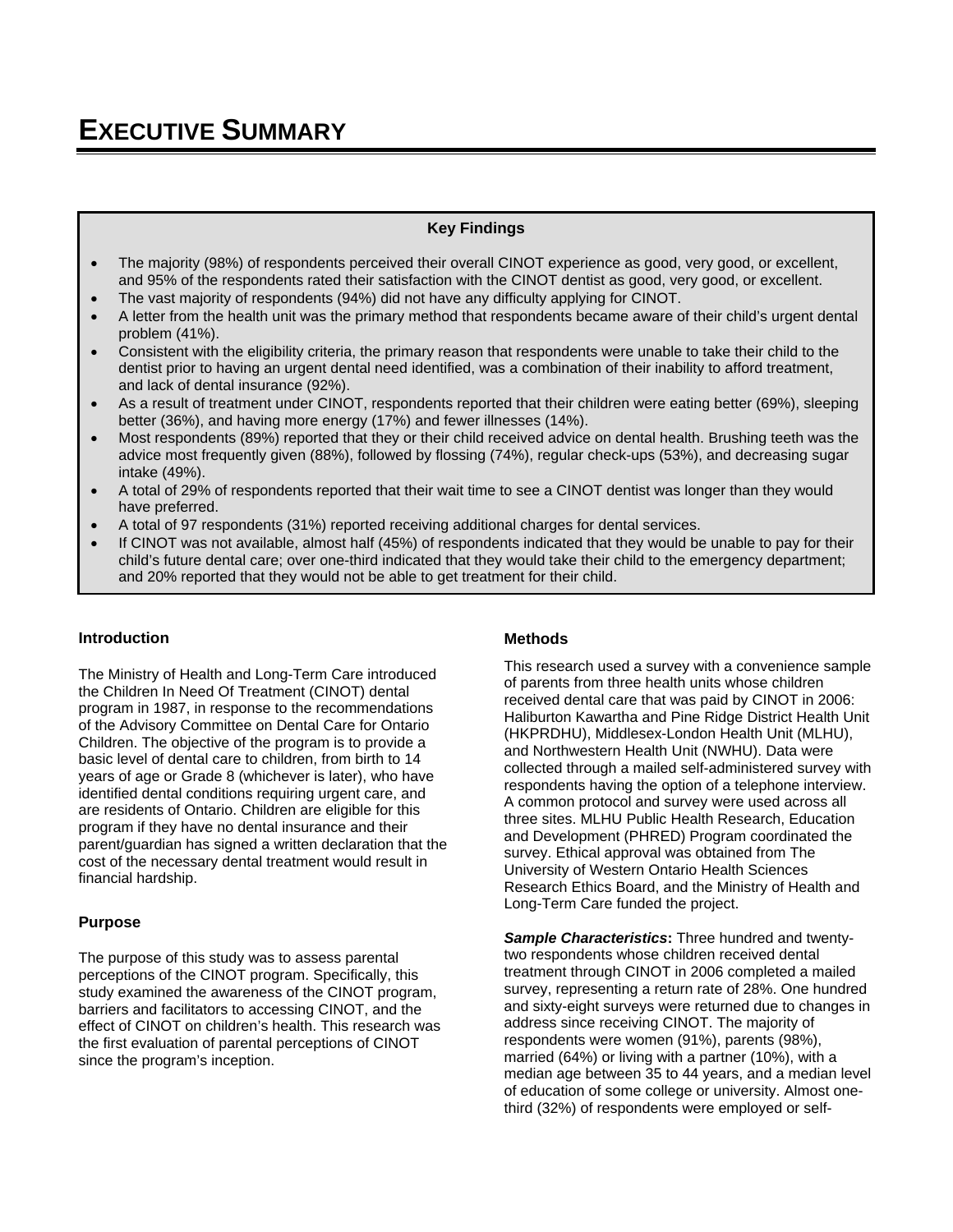# EXECUTIVE SUMMARY

**Key Findings**

- The majority (98%) of respondents perceived their overall CINOT experience as good, very good, or excellent, and 95% of the respondents rated their satisfaction with the CINOT dentist as good, very good, or excellent.
- The vast majority of respondents (94%) did not have any difficulty applying for CINOT.
- A letter from the health unit was the primary method that respondents became aware of their child's urgent dental problem (41%).
- Consistent with the eligibility criteria, the primary reason that respondents were unable to take their child to the dentist prior to having an urgent dental need identified, was a combination of their inability to afford treatment, and lack of dental insurance (92%).
- As a result of treatment under CINOT, respondents reported that their children were eating better (69%), sleeping better (36%), and having more energy (17%) and fewer illnesses (14%).
- Most respondents (89%) reported that they or their child received advice on dental health. Brushing teeth was the advice most frequently given (88%), followed by flossing (74%), regular check-ups (53%), and decreasing sugar intake (49%).
- A total of 29% of respondents reported that their wait time to see a CINOT dentist was longer than they would have preferred.
- A total of 97 respondents (31%) reported receiving additional charges for dental services.
- If CINOT was not available, almost half (45%) of respondents indicated that they would be unable to pay for their child's future dental care; over one-third indicated that they would take their child to the emergency department; and 20% reported that they would not be able to get treatment for their child.

### Introduction

The Ministry of Health and Long-Term Care introduced the Children In Need Of Treatment (CINOT) dental program in 1987, in response to the recommendations of the Advisory Committee on Dental Care for Ontario Children. The objective of the program is to provide a basic level of dental care to children, from birth to 14 years of age or Grade 8 (whichever is later), who have identified dental conditions requiring urgent care, and are residents of Ontario. Children are eligible for this program if they have no dental insurance and their parent/guardian has signed a written declaration that the cost of the necessary dental treatment would result in financial hardship.

### Purpose

The purpose of this study was to assess parental perceptions of the CINOT program. Specifically, this study examined the awareness of the CINOT program, barriers and facilitators to accessing CINOT, and the effect of CINOT on children's health. This research was the first evaluation of parental perceptions of CINOT since the program's inception.

### Methods

This research used a survey with a convenience sample of parents from three health units whose children received dental care that was paid by CINOT in 2006: Haliburton Kawartha and Pine Ridge District Health Unit (HKPRDHU), Middlesex-London Health Unit (MLHU), and Northwestern Health Unit (NWHU). Data were collected through a mailed self-administered survey with respondents having the option of a telephone interview. A common protocol and survey were used across all three sites. MLHU Public Health Research, Education and Development (PHRED) Program coordinated the survey. Ethical approval was obtained from The University of Western Ontario Health Sciences Research Ethics Board, and the Ministry of Health and Long-Term Care funded the project.

***Sample Characteristics*****:** Three hundred and twenty-two respondents whose children received dental treatment through CINOT in 2006 completed a mailed survey, representing a return rate of 28%. One hundred and sixty-eight surveys were returned due to changes in address since receiving CINOT. The majority of respondents were women (91%), parents (98%), married (64%) or living with a partner (10%), with a median age between 35 to 44 years, and a median level of education of some college or university. Almost one-third (32%) of respondents were employed or self-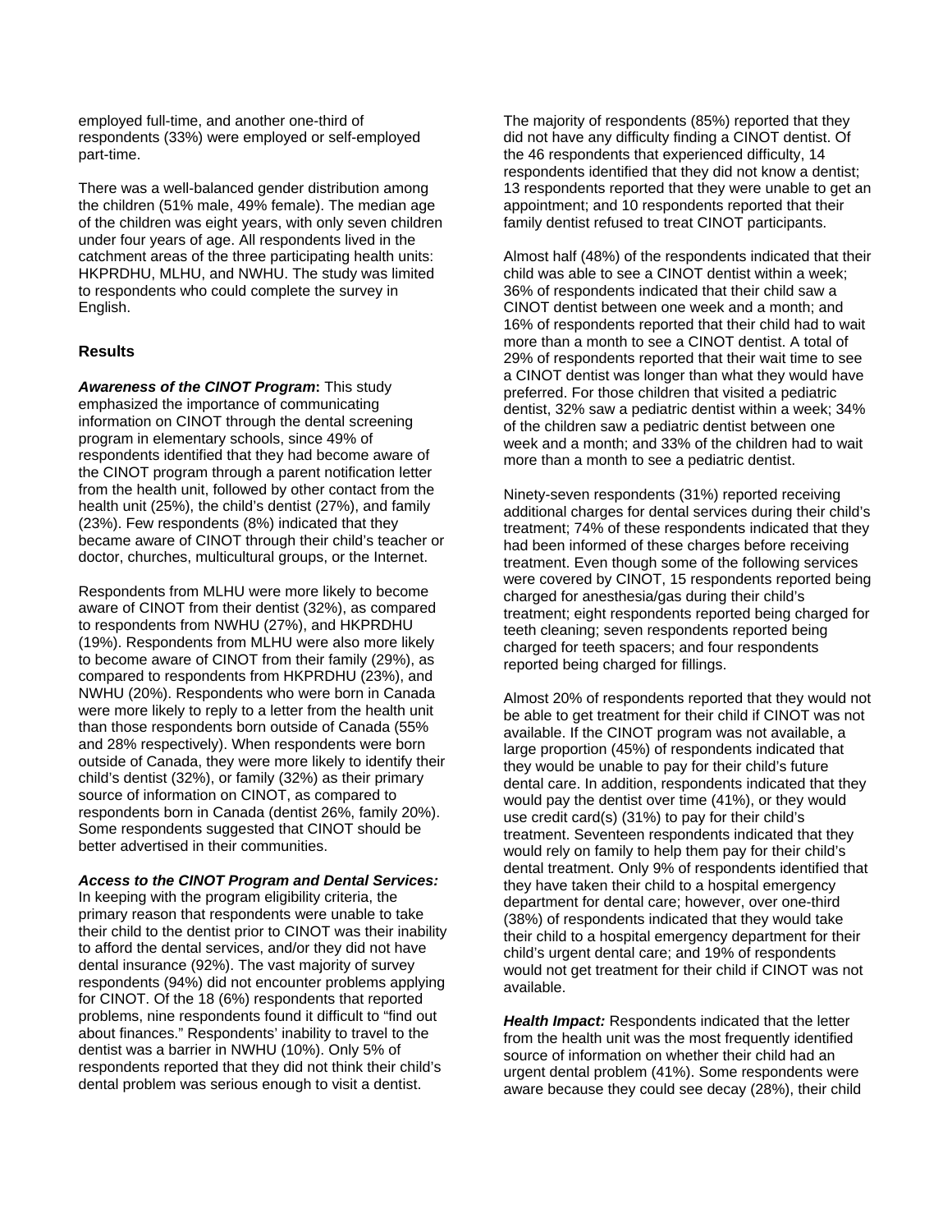employed full-time, and another one-third of respondents (33%) were employed or self-employed part-time.

There was a well-balanced gender distribution among the children (51% male, 49% female). The median age of the children was eight years, with only seven children under four years of age. All respondents lived in the catchment areas of the three participating health units: HKPRDHU, MLHU, and NWHU. The study was limited to respondents who could complete the survey in English.

## Results

***Awareness of the CINOT Program*:** This study emphasized the importance of communicating information on CINOT through the dental screening program in elementary schools, since 49% of respondents identified that they had become aware of the CINOT program through a parent notification letter from the health unit, followed by other contact from the health unit (25%), the child's dentist (27%), and family (23%). Few respondents (8%) indicated that they became aware of CINOT through their child's teacher or doctor, churches, multicultural groups, or the Internet.

Respondents from MLHU were more likely to become aware of CINOT from their dentist (32%), as compared to respondents from NWHU (27%), and HKPRDHU (19%). Respondents from MLHU were also more likely to become aware of CINOT from their family (29%), as compared to respondents from HKPRDHU (23%), and NWHU (20%). Respondents who were born in Canada were more likely to reply to a letter from the health unit than those respondents born outside of Canada (55% and 28% respectively). When respondents were born outside of Canada, they were more likely to identify their child's dentist (32%), or family (32%) as their primary source of information on CINOT, as compared to respondents born in Canada (dentist 26%, family 20%). Some respondents suggested that CINOT should be better advertised in their communities.

***Access to the CINOT Program and Dental Services:*** In keeping with the program eligibility criteria, the primary reason that respondents were unable to take their child to the dentist prior to CINOT was their inability to afford the dental services, and/or they did not have dental insurance (92%). The vast majority of survey respondents (94%) did not encounter problems applying for CINOT. Of the 18 (6%) respondents that reported problems, nine respondents found it difficult to "find out about finances." Respondents' inability to travel to the dentist was a barrier in NWHU (10%). Only 5% of respondents reported that they did not think their child's dental problem was serious enough to visit a dentist.

The majority of respondents (85%) reported that they did not have any difficulty finding a CINOT dentist. Of the 46 respondents that experienced difficulty, 14 respondents identified that they did not know a dentist; 13 respondents reported that they were unable to get an appointment; and 10 respondents reported that their family dentist refused to treat CINOT participants.

Almost half (48%) of the respondents indicated that their child was able to see a CINOT dentist within a week; 36% of respondents indicated that their child saw a CINOT dentist between one week and a month; and 16% of respondents reported that their child had to wait more than a month to see a CINOT dentist. A total of 29% of respondents reported that their wait time to see a CINOT dentist was longer than what they would have preferred. For those children that visited a pediatric dentist, 32% saw a pediatric dentist within a week; 34% of the children saw a pediatric dentist between one week and a month; and 33% of the children had to wait more than a month to see a pediatric dentist.

Ninety-seven respondents (31%) reported receiving additional charges for dental services during their child's treatment; 74% of these respondents indicated that they had been informed of these charges before receiving treatment. Even though some of the following services were covered by CINOT, 15 respondents reported being charged for anesthesia/gas during their child's treatment; eight respondents reported being charged for teeth cleaning; seven respondents reported being charged for teeth spacers; and four respondents reported being charged for fillings.

Almost 20% of respondents reported that they would not be able to get treatment for their child if CINOT was not available. If the CINOT program was not available, a large proportion (45%) of respondents indicated that they would be unable to pay for their child's future dental care. In addition, respondents indicated that they would pay the dentist over time (41%), or they would use credit card(s) (31%) to pay for their child's treatment. Seventeen respondents indicated that they would rely on family to help them pay for their child's dental treatment. Only 9% of respondents identified that they have taken their child to a hospital emergency department for dental care; however, over one-third (38%) of respondents indicated that they would take their child to a hospital emergency department for their child's urgent dental care; and 19% of respondents would not get treatment for their child if CINOT was not available.

***Health Impact:*** Respondents indicated that the letter from the health unit was the most frequently identified source of information on whether their child had an urgent dental problem (41%). Some respondents were aware because they could see decay (28%), their child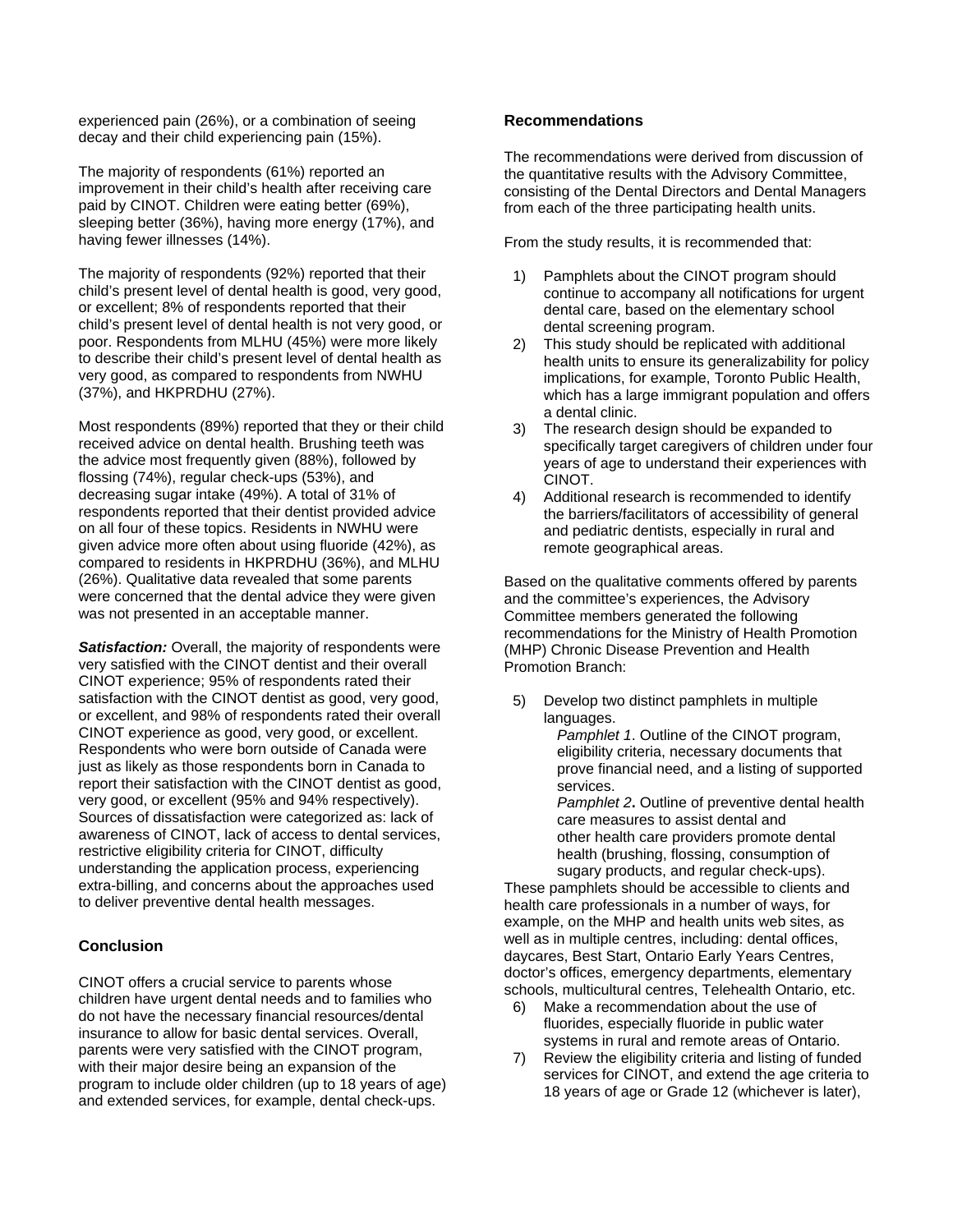experienced pain (26%), or a combination of seeing decay and their child experiencing pain (15%).

The majority of respondents (61%) reported an improvement in their child's health after receiving care paid by CINOT. Children were eating better (69%), sleeping better (36%), having more energy (17%), and having fewer illnesses (14%).

The majority of respondents (92%) reported that their child's present level of dental health is good, very good, or excellent; 8% of respondents reported that their child's present level of dental health is not very good, or poor. Respondents from MLHU (45%) were more likely to describe their child's present level of dental health as very good, as compared to respondents from NWHU (37%), and HKPRDHU (27%).

Most respondents (89%) reported that they or their child received advice on dental health. Brushing teeth was the advice most frequently given (88%), followed by flossing (74%), regular check-ups (53%), and decreasing sugar intake (49%). A total of 31% of respondents reported that their dentist provided advice on all four of these topics. Residents in NWHU were given advice more often about using fluoride (42%), as compared to residents in HKPRDHU (36%), and MLHU (26%). Qualitative data revealed that some parents were concerned that the dental advice they were given was not presented in an acceptable manner.

***Satisfaction:*** Overall, the majority of respondents were very satisfied with the CINOT dentist and their overall CINOT experience; 95% of respondents rated their satisfaction with the CINOT dentist as good, very good, or excellent, and 98% of respondents rated their overall CINOT experience as good, very good, or excellent. Respondents who were born outside of Canada were just as likely as those respondents born in Canada to report their satisfaction with the CINOT dentist as good, very good, or excellent (95% and 94% respectively). Sources of dissatisfaction were categorized as: lack of awareness of CINOT, lack of access to dental services, restrictive eligibility criteria for CINOT, difficulty understanding the application process, experiencing extra-billing, and concerns about the approaches used to deliver preventive dental health messages.

## Conclusion

CINOT offers a crucial service to parents whose children have urgent dental needs and to families who do not have the necessary financial resources/dental insurance to allow for basic dental services. Overall, parents were very satisfied with the CINOT program, with their major desire being an expansion of the program to include older children (up to 18 years of age) and extended services, for example, dental check-ups.

## Recommendations

The recommendations were derived from discussion of the quantitative results with the Advisory Committee, consisting of the Dental Directors and Dental Managers from each of the three participating health units.

From the study results, it is recommended that:

1) Pamphlets about the CINOT program should continue to accompany all notifications for urgent dental care, based on the elementary school dental screening program.
2) This study should be replicated with additional health units to ensure its generalizability for policy implications, for example, Toronto Public Health, which has a large immigrant population and offers a dental clinic.
3) The research design should be expanded to specifically target caregivers of children under four years of age to understand their experiences with CINOT.
4) Additional research is recommended to identify the barriers/facilitators of accessibility of general and pediatric dentists, especially in rural and remote geographical areas.

Based on the qualitative comments offered by parents and the committee's experiences, the Advisory Committee members generated the following recommendations for the Ministry of Health Promotion (MHP) Chronic Disease Prevention and Health Promotion Branch:

5) Develop two distinct pamphlets in multiple languages.
   *Pamphlet 1*. Outline of the CINOT program, eligibility criteria, necessary documents that prove financial need, and a listing of supported services.
   *Pamphlet 2***.** Outline of preventive dental health care measures to assist dental and other health care providers promote dental health (brushing, flossing, consumption of sugary products, and regular check-ups).

These pamphlets should be accessible to clients and health care professionals in a number of ways, for example, on the MHP and health units web sites, as well as in multiple centres, including: dental offices, daycares, Best Start, Ontario Early Years Centres, doctor's offices, emergency departments, elementary schools, multicultural centres, Telehealth Ontario, etc.

6) Make a recommendation about the use of fluorides, especially fluoride in public water systems in rural and remote areas of Ontario.
7) Review the eligibility criteria and listing of funded services for CINOT, and extend the age criteria to 18 years of age or Grade 12 (whichever is later),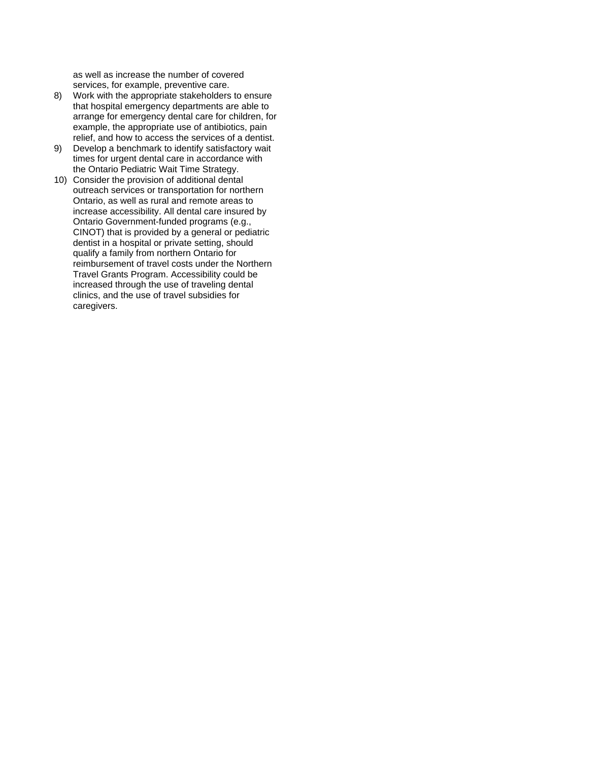as well as increase the number of covered services, for example, preventive care.

8) Work with the appropriate stakeholders to ensure that hospital emergency departments are able to arrange for emergency dental care for children, for example, the appropriate use of antibiotics, pain relief, and how to access the services of a dentist.
9) Develop a benchmark to identify satisfactory wait times for urgent dental care in accordance with the Ontario Pediatric Wait Time Strategy.
10) Consider the provision of additional dental outreach services or transportation for northern Ontario, as well as rural and remote areas to increase accessibility. All dental care insured by Ontario Government-funded programs (e.g., CINOT) that is provided by a general or pediatric dentist in a hospital or private setting, should qualify a family from northern Ontario for reimbursement of travel costs under the Northern Travel Grants Program. Accessibility could be increased through the use of traveling dental clinics, and the use of travel subsidies for caregivers.